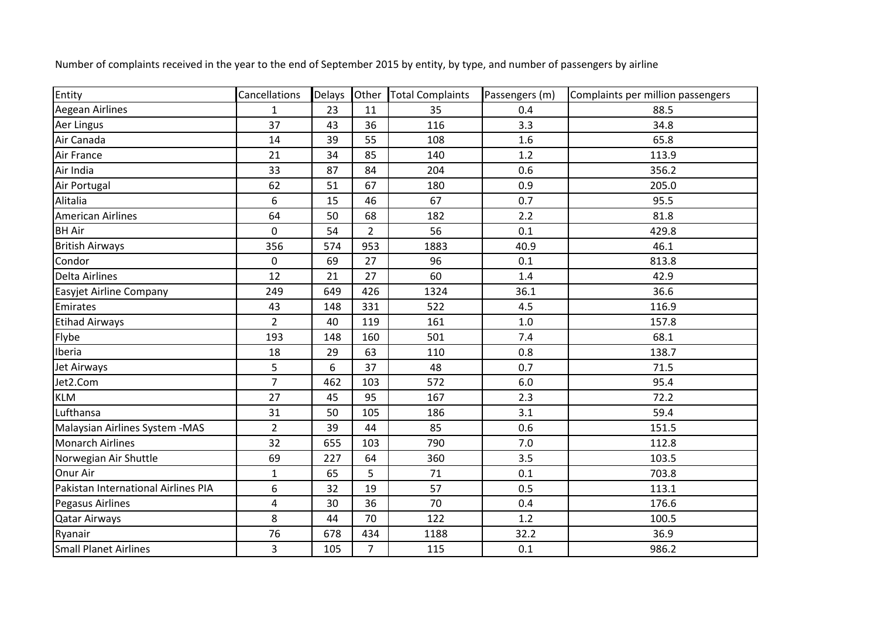Number of complaints received in the year to the end of September 2015 by entity, by type, and number of passengers by airline

| Entity | Cancellations | Delays | Other | Total Complaints | Passengers (m) | Complaints per million passengers |
|---|---|---|---|---|---|---|
| Aegean Airlines | 1 | 23 | 11 | 35 | 0.4 | 88.5 |
| Aer Lingus | 37 | 43 | 36 | 116 | 3.3 | 34.8 |
| Air Canada | 14 | 39 | 55 | 108 | 1.6 | 65.8 |
| Air France | 21 | 34 | 85 | 140 | 1.2 | 113.9 |
| Air India | 33 | 87 | 84 | 204 | 0.6 | 356.2 |
| Air Portugal | 62 | 51 | 67 | 180 | 0.9 | 205.0 |
| Alitalia | 6 | 15 | 46 | 67 | 0.7 | 95.5 |
| American Airlines | 64 | 50 | 68 | 182 | 2.2 | 81.8 |
| BH Air | 0 | 54 | 2 | 56 | 0.1 | 429.8 |
| British Airways | 356 | 574 | 953 | 1883 | 40.9 | 46.1 |
| Condor | 0 | 69 | 27 | 96 | 0.1 | 813.8 |
| Delta Airlines | 12 | 21 | 27 | 60 | 1.4 | 42.9 |
| Easyjet Airline Company | 249 | 649 | 426 | 1324 | 36.1 | 36.6 |
| Emirates | 43 | 148 | 331 | 522 | 4.5 | 116.9 |
| Etihad Airways | 2 | 40 | 119 | 161 | 1.0 | 157.8 |
| Flybe | 193 | 148 | 160 | 501 | 7.4 | 68.1 |
| Iberia | 18 | 29 | 63 | 110 | 0.8 | 138.7 |
| Jet Airways | 5 | 6 | 37 | 48 | 0.7 | 71.5 |
| Jet2.Com | 7 | 462 | 103 | 572 | 6.0 | 95.4 |
| KLM | 27 | 45 | 95 | 167 | 2.3 | 72.2 |
| Lufthansa | 31 | 50 | 105 | 186 | 3.1 | 59.4 |
| Malaysian Airlines System -MAS | 2 | 39 | 44 | 85 | 0.6 | 151.5 |
| Monarch Airlines | 32 | 655 | 103 | 790 | 7.0 | 112.8 |
| Norwegian Air Shuttle | 69 | 227 | 64 | 360 | 3.5 | 103.5 |
| Onur Air | 1 | 65 | 5 | 71 | 0.1 | 703.8 |
| Pakistan International Airlines PIA | 6 | 32 | 19 | 57 | 0.5 | 113.1 |
| Pegasus Airlines | 4 | 30 | 36 | 70 | 0.4 | 176.6 |
| Qatar Airways | 8 | 44 | 70 | 122 | 1.2 | 100.5 |
| Ryanair | 76 | 678 | 434 | 1188 | 32.2 | 36.9 |
| Small Planet Airlines | 3 | 105 | 7 | 115 | 0.1 | 986.2 |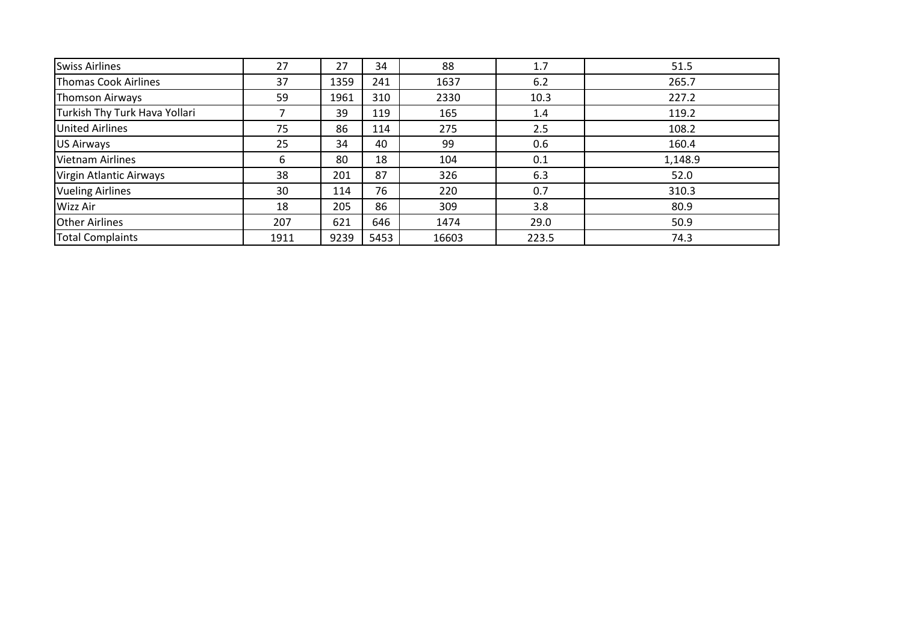| | | | | | | |
|---|---|---|---|---|---|---|
| Swiss Airlines | 27 | 27 | 34 | 88 | 1.7 | 51.5 |
| Thomas Cook Airlines | 37 | 1359 | 241 | 1637 | 6.2 | 265.7 |
| Thomson Airways | 59 | 1961 | 310 | 2330 | 10.3 | 227.2 |
| Turkish Thy Turk Hava Yollari | 7 | 39 | 119 | 165 | 1.4 | 119.2 |
| United Airlines | 75 | 86 | 114 | 275 | 2.5 | 108.2 |
| US Airways | 25 | 34 | 40 | 99 | 0.6 | 160.4 |
| Vietnam Airlines | 6 | 80 | 18 | 104 | 0.1 | 1,148.9 |
| Virgin Atlantic Airways | 38 | 201 | 87 | 326 | 6.3 | 52.0 |
| Vueling Airlines | 30 | 114 | 76 | 220 | 0.7 | 310.3 |
| Wizz Air | 18 | 205 | 86 | 309 | 3.8 | 80.9 |
| Other Airlines | 207 | 621 | 646 | 1474 | 29.0 | 50.9 |
| Total Complaints | 1911 | 9239 | 5453 | 16603 | 223.5 | 74.3 |